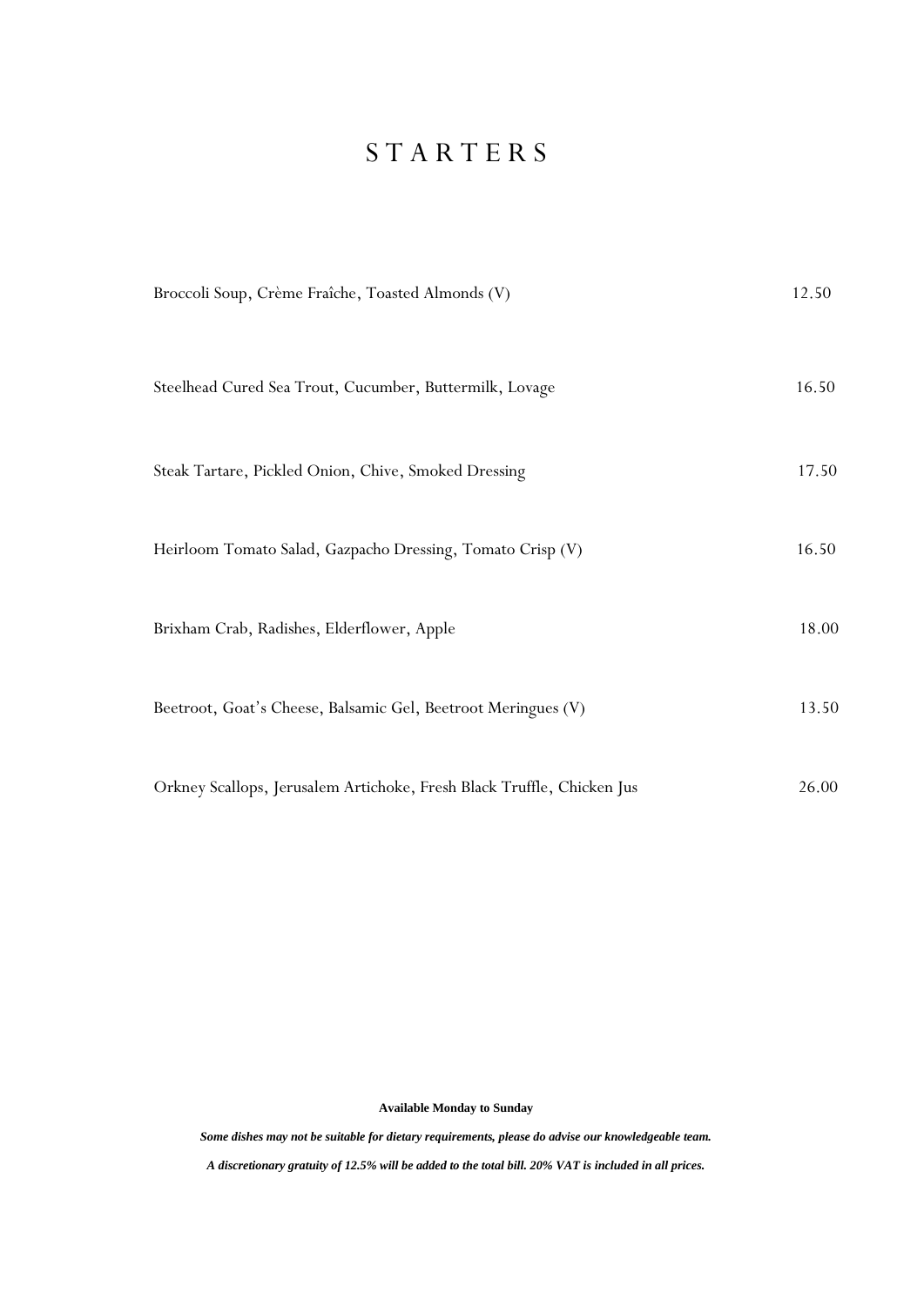# STARTERS

| | |
|---|---|
| Broccoli Soup, Crème Fraîche, Toasted Almonds (V) | 12.50 |
| Steelhead Cured Sea Trout, Cucumber, Buttermilk, Lovage | 16.50 |
| Steak Tartare, Pickled Onion, Chive, Smoked Dressing | 17.50 |
| Heirloom Tomato Salad, Gazpacho Dressing, Tomato Crisp (V) | 16.50 |
| Brixham Crab, Radishes, Elderflower, Apple | 18.00 |
| Beetroot, Goat's Cheese, Balsamic Gel, Beetroot Meringues (V) | 13.50 |
| Orkney Scallops, Jerusalem Artichoke, Fresh Black Truffle, Chicken Jus | 26.00 |

**Available Monday to Sunday**

***Some dishes may not be suitable for dietary requirements, please do advise our knowledgeable team.***

***A discretionary gratuity of 12.5% will be added to the total bill. 20% VAT is included in all prices.***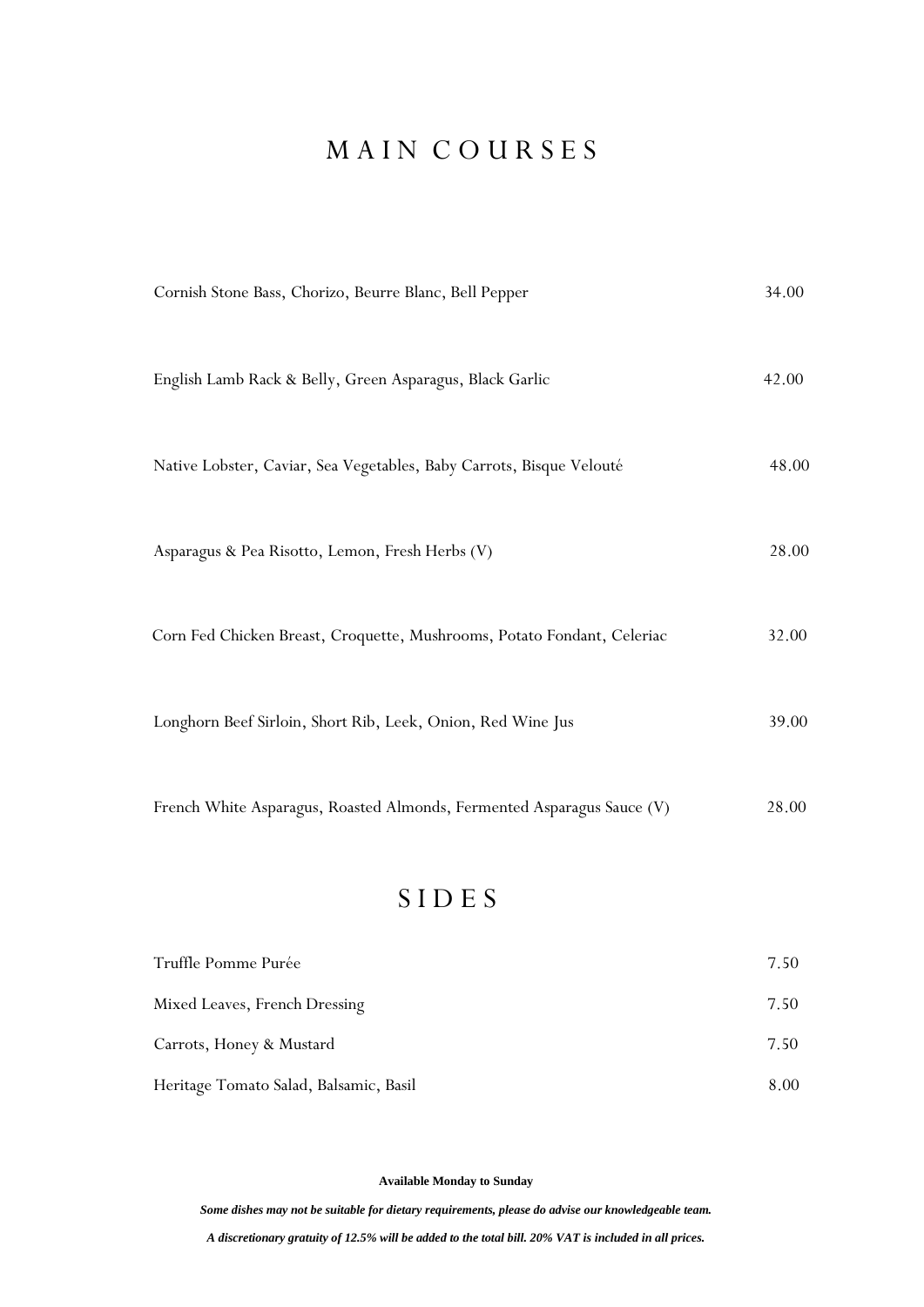# MAIN COURSES

| | |
|---|---|
| Cornish Stone Bass, Chorizo, Beurre Blanc, Bell Pepper | 34.00 |
| English Lamb Rack & Belly, Green Asparagus, Black Garlic | 42.00 |
| Native Lobster, Caviar, Sea Vegetables, Baby Carrots, Bisque Velouté | 48.00 |
| Asparagus & Pea Risotto, Lemon, Fresh Herbs (V) | 28.00 |
| Corn Fed Chicken Breast, Croquette, Mushrooms, Potato Fondant, Celeriac | 32.00 |
| Longhorn Beef Sirloin, Short Rib, Leek, Onion, Red Wine Jus | 39.00 |
| French White Asparagus, Roasted Almonds, Fermented Asparagus Sauce (V) | 28.00 |

# SIDES

| | |
|---|---|
| Truffle Pomme Purée | 7.50 |
| Mixed Leaves, French Dressing | 7.50 |
| Carrots, Honey & Mustard | 7.50 |
| Heritage Tomato Salad, Balsamic, Basil | 8.00 |

**Available Monday to Sunday**

***Some dishes may not be suitable for dietary requirements, please do advise our knowledgeable team.***

***A discretionary gratuity of 12.5% will be added to the total bill. 20% VAT is included in all prices.***